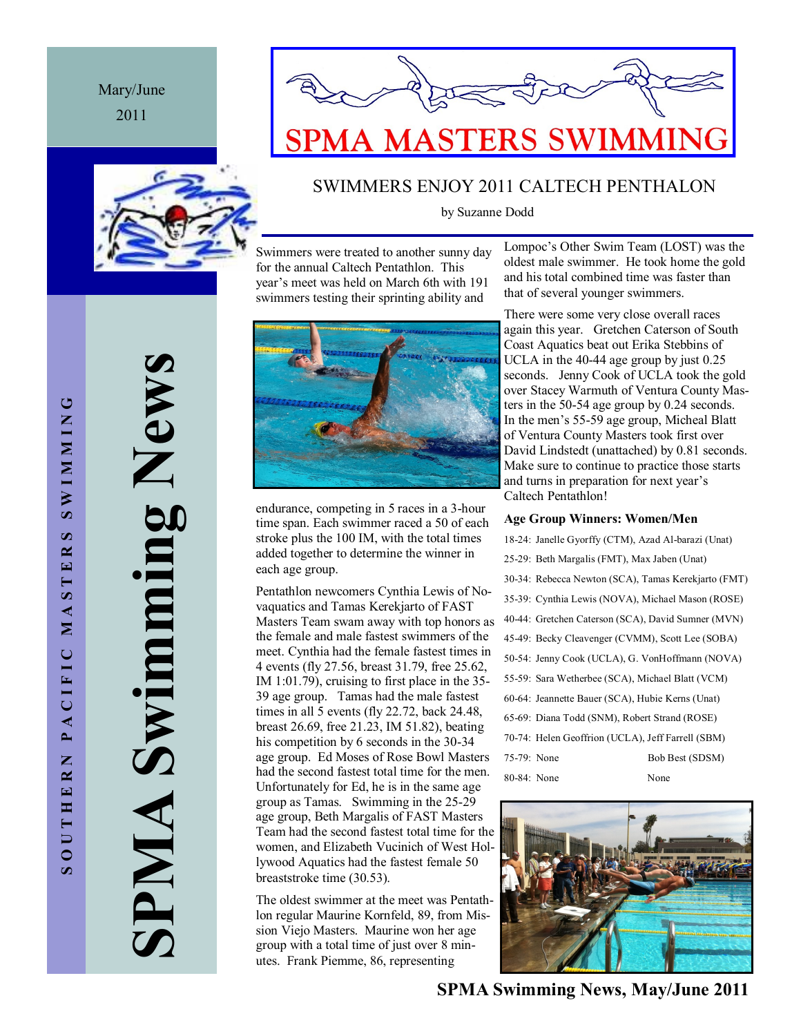Mary/June 2011

# SPMA MASTERS SWIMMING

SOUTHERN PACIFIC MASTERS SWIMMING

SPMA Swimming News

## SWIMMERS ENJOY 2011 CALTECH PENTHALON

by Suzanne Dodd

Swimmers were treated to another sunny day for the annual Caltech Pentathlon. This year's meet was held on March 6th with 191 swimmers testing their sprinting ability and endurance, competing in 5 races in a 3-hour time span. Each swimmer raced a 50 of each stroke plus the 100 IM, with the total times added together to determine the winner in each age group.

Pentathlon newcomers Cynthia Lewis of Novaquatics and Tamas Kerekjarto of FAST Masters Team swam away with top honors as the female and male fastest swimmers of the meet. Cynthia had the female fastest times in 4 events (fly 27.56, breast 31.79, free 25.62, IM 1:01.79), cruising to first place in the 35-39 age group. Tamas had the male fastest times in all 5 events (fly 22.72, back 24.48, breast 26.69, free 21.23, IM 51.82), beating his competition by 6 seconds in the 30-34 age group. Ed Moses of Rose Bowl Masters had the second fastest total time for the men. Unfortunately for Ed, he is in the same age group as Tamas. Swimming in the 25-29 age group, Beth Margalis of FAST Masters Team had the second fastest total time for the women, and Elizabeth Vucinich of West Hollywood Aquatics had the fastest female 50 breaststroke time (30.53).

The oldest swimmer at the meet was Pentathlon regular Maurine Kornfeld, 89, from Mission Viejo Masters. Maurine won her age group with a total time of just over 8 minutes. Frank Piemme, 86, representing Lompoc's Other Swim Team (LOST) was the oldest male swimmer. He took home the gold and his total combined time was faster than that of several younger swimmers.

There were some very close overall races again this year. Gretchen Caterson of South Coast Aquatics beat out Erika Stebbins of UCLA in the 40-44 age group by just 0.25 seconds. Jenny Cook of UCLA took the gold over Stacey Warmuth of Ventura County Masters in the 50-54 age group by 0.24 seconds. In the men's 55-59 age group, Micheal Blatt of Ventura County Masters took first over David Lindstedt (unattached) by 0.81 seconds. Make sure to continue to practice those starts and turns in preparation for next year's Caltech Pentathlon!

### Age Group Winners: Women/Men

| Age | Women | Men |
|---|---|---|
| 18-24 | Janelle Gyorffy (CTM) | Azad Al-barazi (Unat) |
| 25-29 | Beth Margalis (FMT) | Max Jaben (Unat) |
| 30-34 | Rebecca Newton (SCA) | Tamas Kerekjarto (FMT) |
| 35-39 | Cynthia Lewis (NOVA) | Michael Mason (ROSE) |
| 40-44 | Gretchen Caterson (SCA) | David Sumner (MVN) |
| 45-49 | Becky Cleavenger (CVMM) | Scott Lee (SOBA) |
| 50-54 | Jenny Cook (UCLA) | G. VonHoffmann (NOVA) |
| 55-59 | Sara Wetherbee (SCA) | Michael Blatt (VCM) |
| 60-64 | Jeannette Bauer (SCA) | Hubie Kerns (Unat) |
| 65-69 | Diana Todd (SNM) | Robert Strand (ROSE) |
| 70-74 | Helen Geoffrion (UCLA) | Jeff Farrell (SBM) |
| 75-79 | None | Bob Best (SDSM) |
| 80-84 | None | None |

SPMA Swimming News, May/June 2011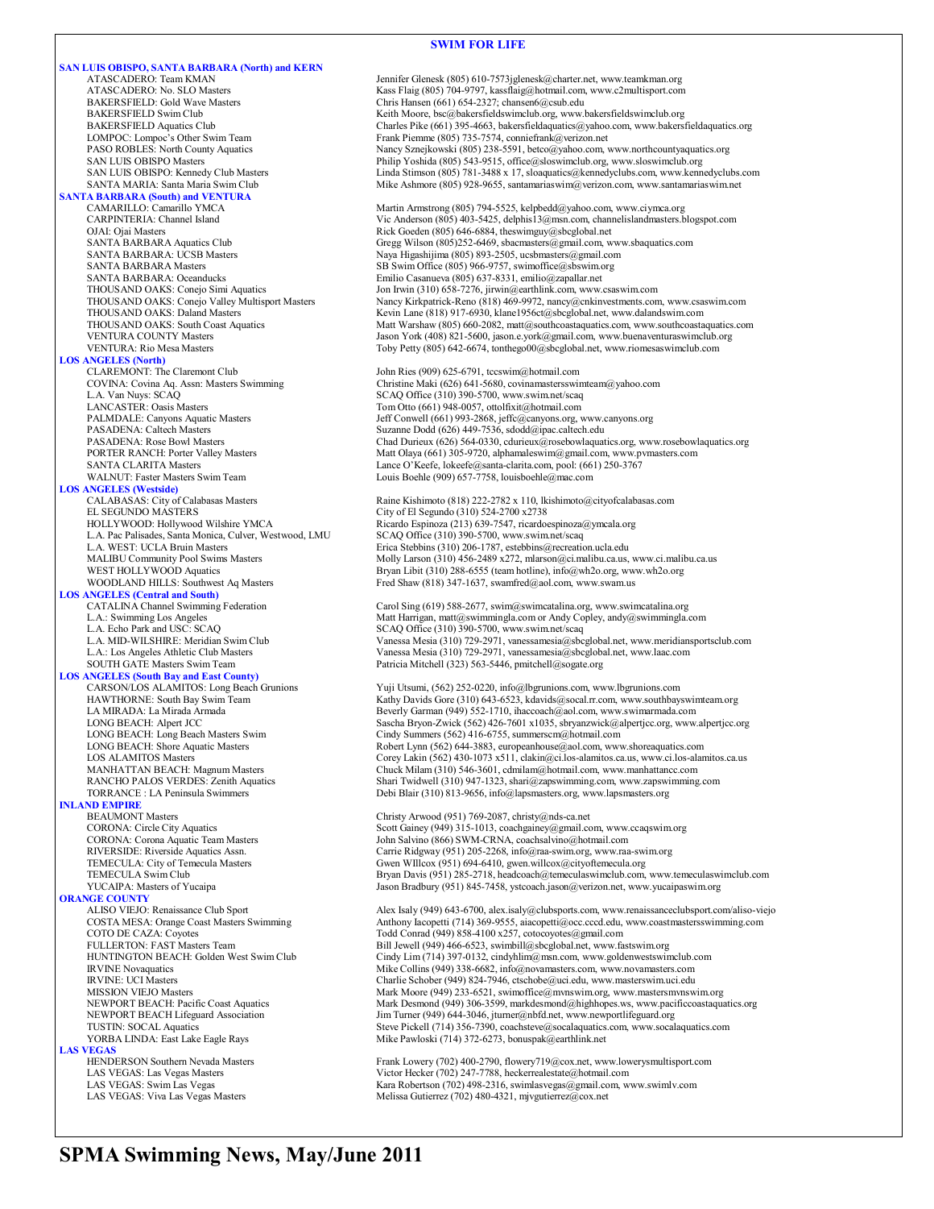## SWIM FOR LIFE

### SAN LUIS OBISPO, SANTA BARBARA (North) and KERN

| Club | Contact |
|---|---|
| ATASCADERO: Team KMAN | Jennifer Glenesk (805) 610-7573jglenesk@charter.net, www.teamkman.org |
| ATASCADERO: No. SLO Masters | Kass Flaig (805) 704-9797, kassflaig@hotmail.com, www.c2multisport.com |
| BAKERSFIELD: Gold Wave Masters | Chris Hansen (661) 654-2327; chansen6@csub.edu |
| BAKERSFIELD Swim Club | Keith Moore, bsc@bakersfieldswimclub.org, www.bakersfieldswimclub.org |
| BAKERSFIELD Aquatics Club | Charles Pike (661) 395-4663, bakersfieldaquatics@yahoo.com, www.bakersfieldaquatics.org |
| LOMPOC: Lompoc's Other Swim Team | Frank Piemme (805) 735-7574, conniefrank@verizon.net |
| PASO ROBLES: North County Aquatics | Nancy Sznejkowski (805) 238-5591, betco@yahoo.com, www.northcountyaquatics.org |
| SAN LUIS OBISPO Masters | Philip Yoshida (805) 543-9515, office@sloswimclub.org, www.sloswimclub.org |
| SAN LUIS OBISPO: Kennedy Club Masters | Linda Stimson (805) 781-3488 x 17, sloaquatics@kennedyclubs.com, www.kennedyclubs.com |
| SANTA MARIA: Santa Maria Swim Club | Mike Ashmore (805) 928-9655, santamariaswim@verizon.com, www.santamariaswim.net |

### SANTA BARBARA (South) and VENTURA

| Club | Contact |
|---|---|
| CAMARILLO: Camarillo YMCA | Martin Armstrong (805) 794-5525, kelpbedd@yahoo.com, www.ciymca.org |
| CARPINTERIA: Channel Island | Vic Anderson (805) 403-5425, delphis13@msn.com, channelislandmasters.blogspot.com |
| OJAI: Ojai Masters | Rick Goeden (805) 646-6884, theswimguy@sbcglobal.net |
| SANTA BARBARA Aquatics Club | Gregg Wilson (805)252-6469, sbacmasters@gmail.com, www.sbaquatics.com |
| SANTA BARBARA: UCSB Masters | Naya Higashijima (805) 893-2505, ucsbmasters@gmail.com |
| SANTA BARBARA Masters | SB Swim Office (805) 966-9757, swimoffice@sbswim.org |
| SANTA BARBARA: Oceanducks | Emilio Casanueva (805) 637-8331, emilio@zapallar.net |
| THOUSAND OAKS: Conejo Simi Aquatics | Jon Irwin (310) 658-7276, jirwin@earthlink.com, www.csaswim.com |
| THOUSAND OAKS: Conejo Valley Multisport Masters | Nancy Kirkpatrick-Reno (818) 469-9972, nancy@cnkinvestments.com, www.csaswim.com |
| THOUSAND OAKS: Daland Masters | Kevin Lane (818) 917-6930, klane1956ct@sbcglobal.net, www.dalandswim.com |
| THOUSAND OAKS: South Coast Aquatics | Matt Warshaw (805) 660-2082, matt@southcoastaquatics.com, www.southcoastaquatics.com |
| VENTURA COUNTY Masters | Jason York (408) 821-5600, jason.e.york@gmail.com, www.buenaventuraswimclub.org |
| VENTURA: Rio Mesa Masters | Toby Petty (805) 642-6674, tonthego00@sbcglobal.net, www.riomesaswimclub.com |

### LOS ANGELES (North)

| Club | Contact |
|---|---|
| CLAREMONT: The Claremont Club | John Ries (909) 625-6791, tccswim@hotmail.com |
| COVINA: Covina Aq. Assn: Masters Swimming | Christine Maki (626) 641-5680, covinamastersswimteam@yahoo.com |
| L.A. Van Nuys: SCAQ | SCAQ Office (310) 390-5700, www.swim.net/scaq |
| LANCASTER: Oasis Masters | Tom Otto (661) 948-0057, ottolfixit@hotmail.com |
| PALMDALE: Canyons Aquatic Masters | Jeff Conwell (661) 993-2868, jeffc@canyons.org, www.canyons.org |
| PASADENA: Caltech Masters | Suzanne Dodd (626) 449-7536, sdodd@ipac.caltech.edu |
| PASADENA: Rose Bowl Masters | Chad Durieux (626) 564-0330, cdurieux@rosebowlaquatics.org, www.rosebowlaquatics.org |
| PORTER RANCH: Porter Valley Masters | Matt Olaya (661) 305-9720, alphamaleswim@gmail.com, www.pvmasters.com |
| SANTA CLARITA Masters | Lance O'Keefe, lokeefe@santa-clarita.com, pool: (661) 250-3767 |
| WALNUT: Faster Masters Swim Team | Louis Boehle (909) 657-7758, louisboehle@mac.com |

### LOS ANGELES (Westside)

| Club | Contact |
|---|---|
| CALABASAS: City of Calabasas Masters | Raine Kishimoto (818) 222-2782 x 110, lkishimoto@cityofcalabasas.com |
| EL SEGUNDO MASTERS | City of El Segundo (310) 524-2700 x2738 |
| HOLLYWOOD: Hollywood Wilshire YMCA | Ricardo Espinoza (213) 639-7547, ricardoespinoza@ymcala.org |
| L.A. Pac Palisades, Santa Monica, Culver, Westwood, LMU | SCAQ Office (310) 390-5700, www.swim.net/scaq |
| L.A. WEST: UCLA Bruin Masters | Erica Stebbins (310) 206-1787, estebbins@recreation.ucla.edu |
| MALIBU Community Pool Swims Masters | Molly Larson (310) 456-2489 x272, mlarson@ci.malibu.ca.us, www.ci.malibu.ca.us |
| WEST HOLLYWOOD Aquatics | Bryan Libit (310) 288-6555 (team hotline), info@wh2o.org, www.wh2o.org |
| WOODLAND HILLS: Southwest Aq Masters | Fred Shaw (818) 347-1637, swamfred@aol.com, www.swam.us |

### LOS ANGELES (Central and South)

| Club | Contact |
|---|---|
| CATALINA Channel Swimming Federation | Carol Sing (619) 588-2677, swim@swimcatalina.org, www.swimcatalina.org |
| L.A.: Swimming Los Angeles | Matt Harrigan, matt@swimmingla.com or Andy Copley, andy@swimmingla.com |
| L.A. Echo Park and USC: SCAQ | SCAQ Office (310) 390-5700, www.swim.net/scaq |
| L.A. MID-WILSHIRE: Meridian Swim Club | Vanessa Mesia (310) 729-2971, vanessamesia@sbcglobal.net, www.meridiansportsclub.com |
| L.A.: Los Angeles Athletic Club Masters | Vanessa Mesia (310) 729-2971, vanessamesia@sbcglobal.net, www.laac.com |
| SOUTH GATE Masters Swim Team | Patricia Mitchell (323) 563-5446, pmitchell@sogate.org |

### LOS ANGELES (South Bay and East County)

| Club | Contact |
|---|---|
| CARSON/LOS ALAMITOS: Long Beach Grunions | Yuji Utsumi, (562) 252-0220, info@lbgrunions.com, www.lbgrunions.com |
| HAWTHORNE: South Bay Swim Team | Kathy Davids Gore (310) 643-6523, kdavids@socal.rr.com, www.southbayswimteam.org |
| LA MIRADA: La Mirada Armada | Beverly Garman (949) 552-1710, ihaccoach@aol.com, www.swimarmada.com |
| LONG BEACH: Alpert JCC | Sascha Bryon-Zwick (562) 426-7601 x1035, sbryanzwick@alpertjcc.org, www.alpertjcc.org |
| LONG BEACH: Long Beach Masters Swim | Cindy Summers (562) 416-6755, summerscm@hotmail.com |
| LONG BEACH: Shore Aquatic Masters | Robert Lynn (562) 644-3883, europeanhouse@aol.com, www.shoreaquatics.com |
| LOS ALAMITOS Masters | Corey Lakin (562) 430-1073 x511, clakin@ci.los-alamitos.ca.us, www.ci.los-alamitos.ca.us |
| MANHATTAN BEACH: Magnum Masters | Chuck Milam (310) 546-3601, cdmilam@hotmail.com, www.manhattancc.com |
| RANCHO PALOS VERDES: Zenith Aquatics | Shari Twidwell (310) 947-1323, shari@zapswimming.com, www.zapswimming.com |
| TORRANCE : LA Peninsula Swimmers | Debi Blair (310) 813-9656, info@lapsmasters.org, www.lapsmasters.org |

### INLAND EMPIRE

| Club | Contact |
|---|---|
| BEAUMONT Masters | Christy Arwood (951) 769-2087, christy@nds-ca.net |
| CORONA: Circle City Aquatics | Scott Gainey (949) 315-1013, coachgainey@gmail.com, www.ccaqswim.org |
| CORONA: Corona Aquatic Team Masters | John Salvino (866) SWM-CRNA, coachsalvino@hotmail.com |
| RIVERSIDE: Riverside Aquatics Assn. | Carrie Ridgway (951) 205-2268, info@raa-swim.org, www.raa-swim.org |
| TEMECULA: City of Temecula Masters | Gwen WIllcox (951) 694-6410, gwen.willcox@cityoftemecula.org |
| TEMECULA Swim Club | Bryan Davis (951) 285-2718, headcoach@temeculaswimclub.com, www.temeculaswimclub.com |
| YUCAIPA: Masters of Yucaipa | Jason Bradbury (951) 845-7458, ystcoach.jason@verizon.net, www.yucaipaswim.org |

### ORANGE COUNTY

| Club | Contact |
|---|---|
| ALISO VIEJO: Renaissance Club Sport | Alex Isaly (949) 643-6700, alex.isaly@clubsports.com, www.renaissanceclubsport.com/aliso-viejo |
| COSTA MESA: Orange Coast Masters Swimming | Anthony Iacopetti (714) 369-9555, aiacopetti@occ.cccd.edu, www.coastmastersswimming.com |
| COTO DE CAZA: Coyotes | Todd Conrad (949) 858-4100 x257, cotocoyotes@gmail.com |
| FULLERTON: FAST Masters Team | Bill Jewell (949) 466-6523, swimbill@sbcglobal.net, www.fastswim.org |
| HUNTINGTON BEACH: Golden West Swim Club | Cindy Lim (714) 397-0132, cindyhlim@msn.com, www.goldenwestswimclub.com |
| IRVINE Novaquatics | Mike Collins (949) 338-6682, info@novamasters.com, www.novamasters.com |
| IRVINE: UCI Masters | Charlie Schober (949) 824-7946, ctschobe@uci.edu, www.masterswim.uci.edu |
| MISSION VIEJO Masters | Mark Moore (949) 233-6521, swimoffice@mvnswim.org, www.mastersmvnswim.org |
| NEWPORT BEACH: Pacific Coast Aquatics | Mark Desmond (949) 306-3599, markdesmond@highhopes.ws, www.pacificcoastaquatics.org |
| NEWPORT BEACH Lifeguard Association | Jim Turner (949) 644-3046, jturner@nbfd.net, www.newportlifeguard.org |
| TUSTIN: SOCAL Aquatics | Steve Pickell (714) 356-7390, coachsteve@socalaquatics.com, www.socalaquatics.com |
| YORBA LINDA: East Lake Eagle Rays | Mike Pawloski (714) 372-6273, bonuspak@earthlink.net |

### LAS VEGAS

| Club | Contact |
|---|---|
| HENDERSON Southern Nevada Masters | Frank Lowery (702) 400-2790, flowery719@cox.net, www.lowerysmultisport.com |
| LAS VEGAS: Las Vegas Masters | Victor Hecker (702) 247-7788, heckerrealestate@hotmail.com |
| LAS VEGAS: Swim Las Vegas | Kara Robertson (702) 498-2316, swimlasvegas@gmail.com, www.swimlv.com |
| LAS VEGAS: Viva Las Vegas Masters | Melissa Gutierrez (702) 480-4321, mjvgutierrez@cox.net |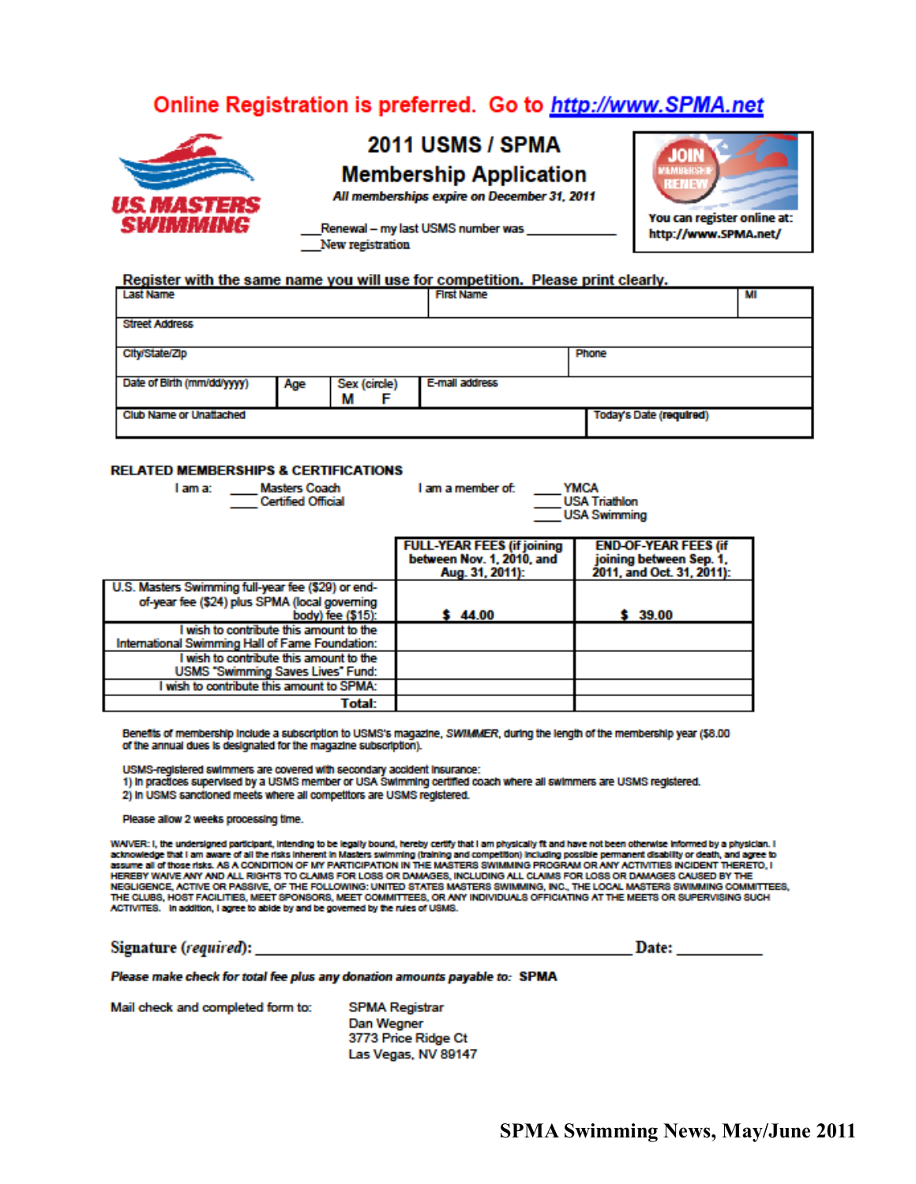**Online Registration is preferred. Go to http://www.SPMA.net**

# 2011 USMS / SPMA Membership Application

*All memberships expire on December 31, 2011*

___Renewal – my last USMS number was ____________

___New registration

You can register online at: http://www.SPMA.net/

**Register with the same name you will use for competition. Please print clearly.**

| Last Name | | First Name | | MI |
|---|---|---|---|---|
| Street Address | | | | |
| City/State/Zip | | | Phone | |
| Date of Birth (mm/dd/yyyy) | Age | Sex (circle) M F | E-mail address | |
| Club Name or Unattached | | | Today's Date (required) | |

## RELATED MEMBERSHIPS & CERTIFICATIONS

I am a: ____ Masters Coach
____ Certified Official

I am a member of: ____ YMCA
____ USA Triathlon
____ USA Swimming

| | FULL-YEAR FEES (if joining between Nov. 1, 2010, and Aug. 31, 2011): | END-OF-YEAR FEES (if joining between Sep. 1, 2011, and Oct. 31, 2011): |
|---|---|---|
| U.S. Masters Swimming full-year fee ($29) or end-of-year fee ($24) plus SPMA (local governing body) fee ($15): | $ 44.00 | $ 39.00 |
| I wish to contribute this amount to the International Swimming Hall of Fame Foundation: | | |
| I wish to contribute this amount to the USMS "Swimming Saves Lives" Fund: | | |
| I wish to contribute this amount to SPMA: | | |
| **Total:** | | |

Benefits of membership include a subscription to USMS's magazine, *SWIMMER*, during the length of the membership year ($8.00 of the annual dues is designated for the magazine subscription).

USMS-registered swimmers are covered with secondary accident insurance:
1) In practices supervised by a USMS member or USA Swimming certified coach where all swimmers are USMS registered.
2) In USMS sanctioned meets where all competitors are USMS registered.

Please allow 2 weeks processing time.

WAIVER: I, the undersigned participant, intending to be legally bound, hereby certify that I am physically fit and have not been otherwise informed by a physician. I acknowledge that I am aware of all the risks inherent in Masters swimming (training and competition) including possible permanent disability or death, and agree to assume all of those risks. AS A CONDITION OF MY PARTICIPATION IN THE MASTERS SWIMMING PROGRAM OR ANY ACTIVITIES INCIDENT THERETO, I HEREBY WAIVE ANY AND ALL RIGHTS TO CLAIMS FOR LOSS OR DAMAGES, INCLUDING ALL CLAIMS FOR LOSS OR DAMAGES CAUSED BY THE NEGLIGENCE, ACTIVE OR PASSIVE, OF THE FOLLOWING: UNITED STATES MASTERS SWIMMING, INC., THE LOCAL MASTERS SWIMMING COMMITTEES, THE CLUBS, HOST FACILITIES, MEET SPONSORS, MEET COMMITTEES, OR ANY INDIVIDUALS OFFICIATING AT THE MEETS OR SUPERVISING SUCH ACTIVITES. In addition, I agree to abide by and be governed by the rules of USMS.

**Signature (*required*):** ______________________________ **Date:** __________

***Please make check for total fee plus any donation amounts payable to:* SPMA**

Mail check and completed form to:

SPMA Registrar
Dan Wegner
3773 Price Ridge Ct
Las Vegas, NV 89147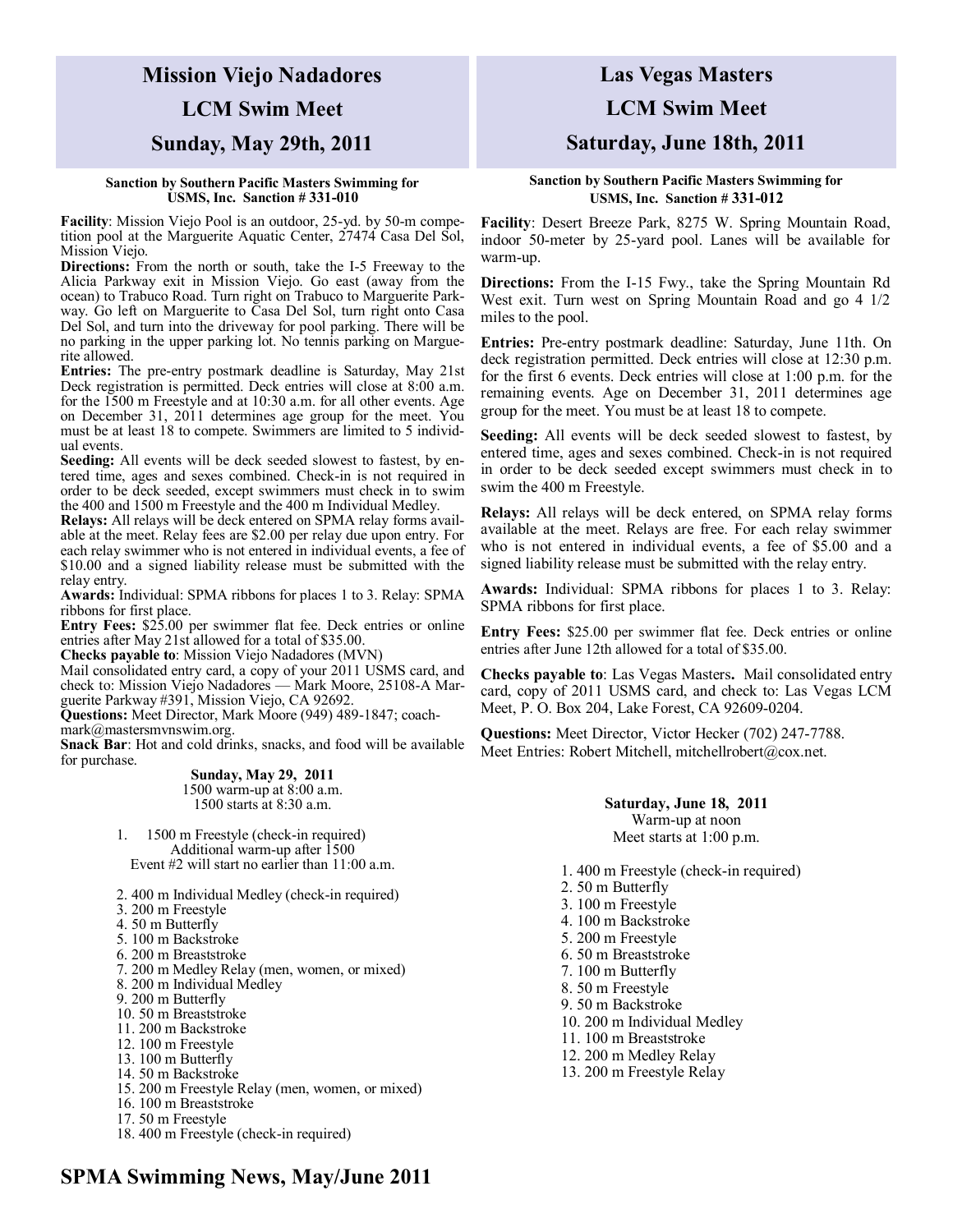# Mission Viejo Nadadores

# LCM Swim Meet

# Sunday, May 29th, 2011

**Sanction by Southern Pacific Masters Swimming for USMS, Inc. Sanction # 331-010**

**Facility**: Mission Viejo Pool is an outdoor, 25-yd. by 50-m competition pool at the Marguerite Aquatic Center, 27474 Casa Del Sol, Mission Viejo.

**Directions:** From the north or south, take the I-5 Freeway to the Alicia Parkway exit in Mission Viejo. Go east (away from the ocean) to Trabuco Road. Turn right on Trabuco to Marguerite Parkway. Go left on Marguerite to Casa Del Sol, turn right onto Casa Del Sol, and turn into the driveway for pool parking. There will be no parking in the upper parking lot. No tennis parking on Marguerite allowed.

**Entries:** The pre-entry postmark deadline is Saturday, May 21st Deck registration is permitted. Deck entries will close at 8:00 a.m. for the 1500 m Freestyle and at 10:30 a.m. for all other events. Age on December 31, 2011 determines age group for the meet. You must be at least 18 to compete. Swimmers are limited to 5 individual events.

**Seeding:** All events will be deck seeded slowest to fastest, by entered time, ages and sexes combined. Check-in is not required in order to be deck seeded, except swimmers must check in to swim the 400 and 1500 m Freestyle and the 400 m Individual Medley.

**Relays:** All relays will be deck entered on SPMA relay forms available at the meet. Relay fees are $2.00 per relay due upon entry. For each relay swimmer who is not entered in individual events, a fee of $10.00 and a signed liability release must be submitted with the relay entry.

**Awards:** Individual: SPMA ribbons for places 1 to 3. Relay: SPMA ribbons for first place.

**Entry Fees:** $25.00 per swimmer flat fee. Deck entries or online entries after May 21st allowed for a total of $35.00.

**Checks payable to**: Mission Viejo Nadadores (MVN)

Mail consolidated entry card, a copy of your 2011 USMS card, and check to: Mission Viejo Nadadores — Mark Moore, 25108-A Marguerite Parkway #391, Mission Viejo, CA 92692.

**Questions:** Meet Director, Mark Moore (949) 489-1847; coachmark@mastersmvnswim.org.

**Snack Bar**: Hot and cold drinks, snacks, and food will be available for purchase.

**Sunday, May 29, 2011**
1500 warm-up at 8:00 a.m.
1500 starts at 8:30 a.m.

1. 1500 m Freestyle (check-in required)
   Additional warm-up after 1500
   Event #2 will start no earlier than 11:00 a.m.
2. 400 m Individual Medley (check-in required)
3. 200 m Freestyle
4. 50 m Butterfly
5. 100 m Backstroke
6. 200 m Breaststroke
7. 200 m Medley Relay (men, women, or mixed)
8. 200 m Individual Medley
9. 200 m Butterfly
10. 50 m Breaststroke
11. 200 m Backstroke
12. 100 m Freestyle
13. 100 m Butterfly
14. 50 m Backstroke
15. 200 m Freestyle Relay (men, women, or mixed)
16. 100 m Breaststroke
17. 50 m Freestyle
18. 400 m Freestyle (check-in required)

# Las Vegas Masters

# LCM Swim Meet

# Saturday, June 18th, 2011

**Sanction by Southern Pacific Masters Swimming for USMS, Inc. Sanction # 331-012**

**Facility**: Desert Breeze Park, 8275 W. Spring Mountain Road, indoor 50-meter by 25-yard pool. Lanes will be available for warm-up.

**Directions:** From the I-15 Fwy., take the Spring Mountain Rd West exit. Turn west on Spring Mountain Road and go 4 1/2 miles to the pool.

**Entries:** Pre-entry postmark deadline: Saturday, June 11th. On deck registration permitted. Deck entries will close at 12:30 p.m. for the first 6 events. Deck entries will close at 1:00 p.m. for the remaining events. Age on December 31, 2011 determines age group for the meet. You must be at least 18 to compete.

**Seeding:** All events will be deck seeded slowest to fastest, by entered time, ages and sexes combined. Check-in is not required in order to be deck seeded except swimmers must check in to swim the 400 m Freestyle.

**Relays:** All relays will be deck entered, on SPMA relay forms available at the meet. Relays are free. For each relay swimmer who is not entered in individual events, a fee of $5.00 and a signed liability release must be submitted with the relay entry.

**Awards:** Individual: SPMA ribbons for places 1 to 3. Relay: SPMA ribbons for first place.

**Entry Fees:** $25.00 per swimmer flat fee. Deck entries or online entries after June 12th allowed for a total of $35.00.

**Checks payable to**: Las Vegas Masters**.** Mail consolidated entry card, copy of 2011 USMS card, and check to: Las Vegas LCM Meet, P. O. Box 204, Lake Forest, CA 92609-0204.

**Questions:** Meet Director, Victor Hecker (702) 247-7788. Meet Entries: Robert Mitchell, mitchellrobert@cox.net.

**Saturday, June 18, 2011**
Warm-up at noon
Meet starts at 1:00 p.m.

1. 400 m Freestyle (check-in required)
2. 50 m Butterfly
3. 100 m Freestyle
4. 100 m Backstroke
5. 200 m Freestyle
6. 50 m Breaststroke
7. 100 m Butterfly
8. 50 m Freestyle
9. 50 m Backstroke
10. 200 m Individual Medley
11. 100 m Breaststroke
12. 200 m Medley Relay
13. 200 m Freestyle Relay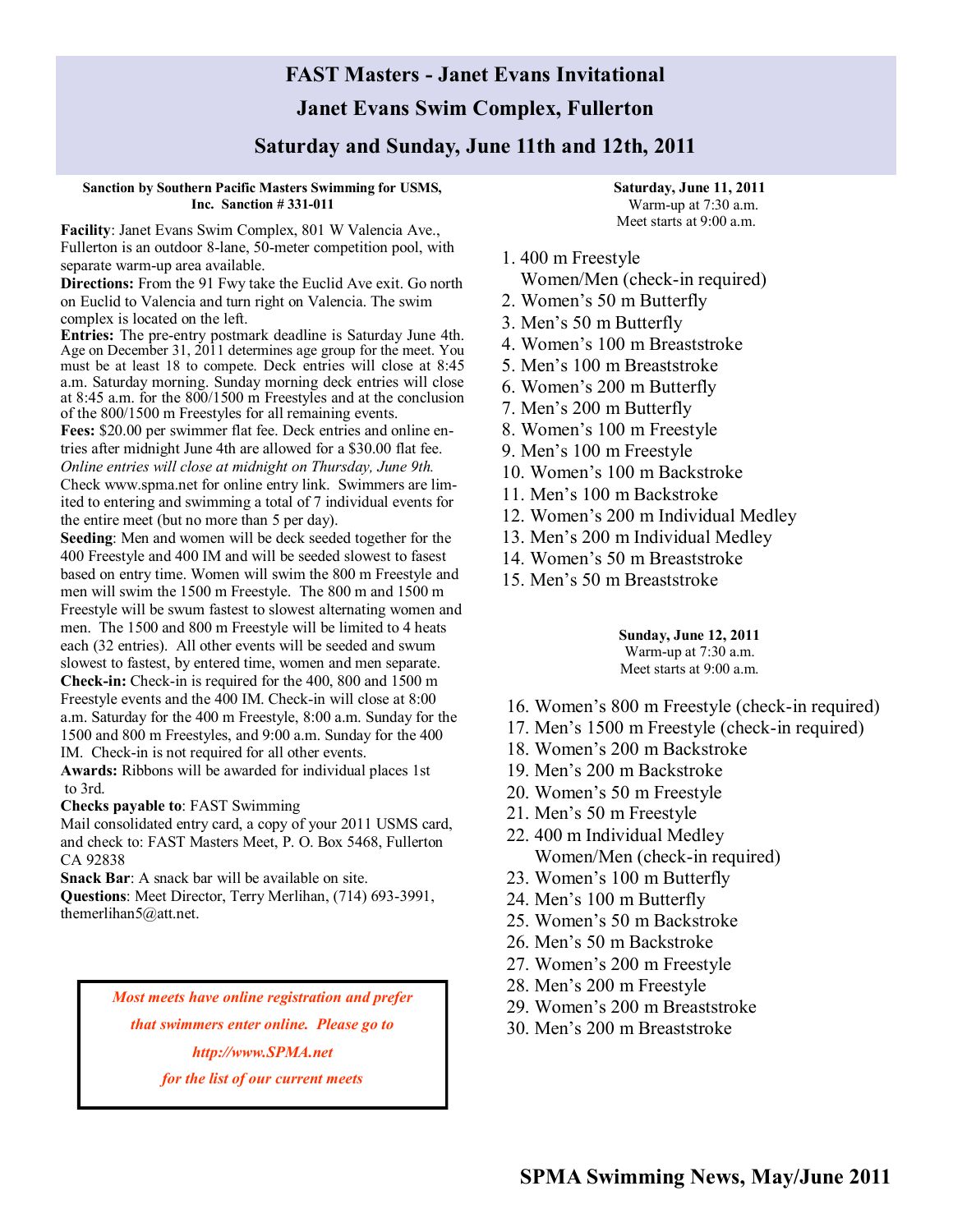# FAST Masters - Janet Evans Invitational

## Janet Evans Swim Complex, Fullerton

## Saturday and Sunday, June 11th and 12th, 2011

**Sanction by Southern Pacific Masters Swimming for USMS, Inc. Sanction # 331-011**

**Facility**: Janet Evans Swim Complex, 801 W Valencia Ave., Fullerton is an outdoor 8-lane, 50-meter competition pool, with separate warm-up area available.

**Directions:** From the 91 Fwy take the Euclid Ave exit. Go north on Euclid to Valencia and turn right on Valencia. The swim complex is located on the left.

**Entries:** The pre-entry postmark deadline is Saturday June 4th. Age on December 31, 2011 determines age group for the meet. You must be at least 18 to compete. Deck entries will close at 8:45 a.m. Saturday morning. Sunday morning deck entries will close at 8:45 a.m. for the 800/1500 m Freestyles and at the conclusion of the 800/1500 m Freestyles for all remaining events.

**Fees:** $20.00 per swimmer flat fee. Deck entries and online entries after midnight June 4th are allowed for a $30.00 flat fee. *Online entries will close at midnight on Thursday, June 9th.* Check www.spma.net for online entry link. Swimmers are limited to entering and swimming a total of 7 individual events for the entire meet (but no more than 5 per day).

**Seeding**: Men and women will be deck seeded together for the 400 Freestyle and 400 IM and will be seeded slowest to fasest based on entry time. Women will swim the 800 m Freestyle and men will swim the 1500 m Freestyle. The 800 m and 1500 m Freestyle will be swum fastest to slowest alternating women and men. The 1500 and 800 m Freestyle will be limited to 4 heats each (32 entries). All other events will be seeded and swum slowest to fastest, by entered time, women and men separate.

**Check-in:** Check-in is required for the 400, 800 and 1500 m Freestyle events and the 400 IM. Check-in will close at 8:00 a.m. Saturday for the 400 m Freestyle, 8:00 a.m. Sunday for the 1500 and 800 m Freestyles, and 9:00 a.m. Sunday for the 400 IM. Check-in is not required for all other events.

**Awards:** Ribbons will be awarded for individual places 1st to 3rd.

**Checks payable to**: FAST Swimming

Mail consolidated entry card, a copy of your 2011 USMS card, and check to: FAST Masters Meet, P. O. Box 5468, Fullerton CA 92838

**Snack Bar**: A snack bar will be available on site.

**Questions**: Meet Director, Terry Merlihan, (714) 693-3991, themerlihan5@att.net.

> ***Most meets have online registration and prefer that swimmers enter online. Please go to http://www.SPMA.net for the list of our current meets***

**Saturday, June 11, 2011**
Warm-up at 7:30 a.m.
Meet starts at 9:00 a.m.

1. 400 m Freestyle
   Women/Men (check-in required)
2. Women's 50 m Butterfly
3. Men's 50 m Butterfly
4. Women's 100 m Breaststroke
5. Men's 100 m Breaststroke
6. Women's 200 m Butterfly
7. Men's 200 m Butterfly
8. Women's 100 m Freestyle
9. Men's 100 m Freestyle
10. Women's 100 m Backstroke
11. Men's 100 m Backstroke
12. Women's 200 m Individual Medley
13. Men's 200 m Individual Medley
14. Women's 50 m Breaststroke
15. Men's 50 m Breaststroke

**Sunday, June 12, 2011**
Warm-up at 7:30 a.m.
Meet starts at 9:00 a.m.

16. Women's 800 m Freestyle (check-in required)
17. Men's 1500 m Freestyle (check-in required)
18. Women's 200 m Backstroke
19. Men's 200 m Backstroke
20. Women's 50 m Freestyle
21. Men's 50 m Freestyle
22. 400 m Individual Medley
    Women/Men (check-in required)
23. Women's 100 m Butterfly
24. Men's 100 m Butterfly
25. Women's 50 m Backstroke
26. Men's 50 m Backstroke
27. Women's 200 m Freestyle
28. Men's 200 m Freestyle
29. Women's 200 m Breaststroke
30. Men's 200 m Breaststroke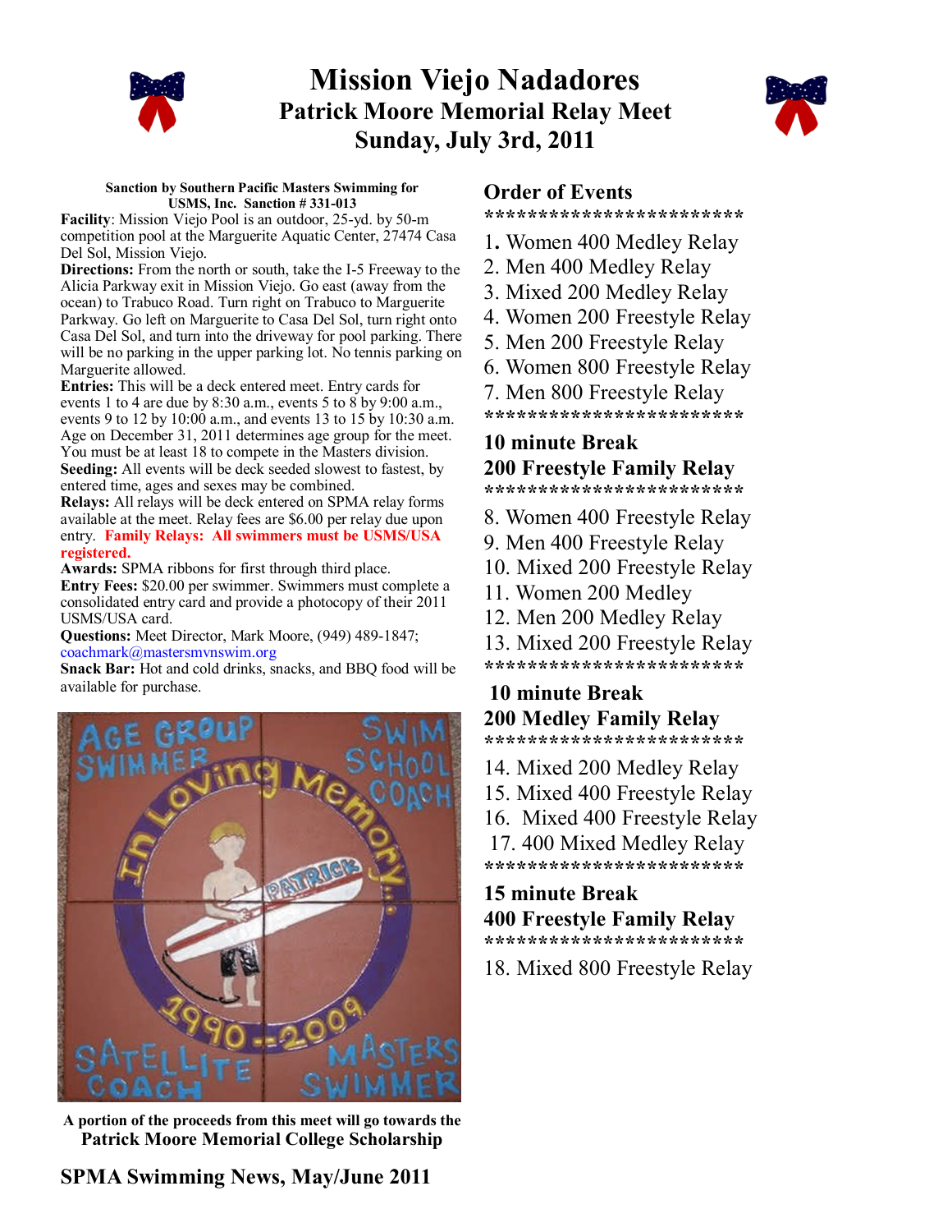# Mission Viejo Nadadores

## Patrick Moore Memorial Relay Meet

## Sunday, July 3rd, 2011

**Sanction by Southern Pacific Masters Swimming for USMS, Inc. Sanction # 331-013**

**Facility**: Mission Viejo Pool is an outdoor, 25-yd. by 50-m competition pool at the Marguerite Aquatic Center, 27474 Casa Del Sol, Mission Viejo.

**Directions:** From the north or south, take the I-5 Freeway to the Alicia Parkway exit in Mission Viejo. Go east (away from the ocean) to Trabuco Road. Turn right on Trabuco to Marguerite Parkway. Go left on Marguerite to Casa Del Sol, turn right onto Casa Del Sol, and turn into the driveway for pool parking. There will be no parking in the upper parking lot. No tennis parking on Marguerite allowed.

**Entries:** This will be a deck entered meet. Entry cards for events 1 to 4 are due by 8:30 a.m., events 5 to 8 by 9:00 a.m., events 9 to 12 by 10:00 a.m., and events 13 to 15 by 10:30 a.m. Age on December 31, 2011 determines age group for the meet. You must be at least 18 to compete in the Masters division.

**Seeding:** All events will be deck seeded slowest to fastest, by entered time, ages and sexes may be combined.

**Relays:** All relays will be deck entered on SPMA relay forms available at the meet. Relay fees are $6.00 per relay due upon entry. **Family Relays: All swimmers must be USMS/USA registered.**

**Awards:** SPMA ribbons for first through third place.

**Entry Fees:** $20.00 per swimmer. Swimmers must complete a consolidated entry card and provide a photocopy of their 2011 USMS/USA card.

**Questions:** Meet Director, Mark Moore, (949) 489-1847; coachmark@mastersmvnswim.org

**Snack Bar:** Hot and cold drinks, snacks, and BBQ food will be available for purchase.

**A portion of the proceeds from this meet will go towards the Patrick Moore Memorial College Scholarship**

## Order of Events

************************

1. Women 400 Medley Relay
2. Men 400 Medley Relay
3. Mixed 200 Medley Relay
4. Women 200 Freestyle Relay
5. Men 200 Freestyle Relay
6. Women 800 Freestyle Relay
7. Men 800 Freestyle Relay

************************

**10 minute Break**

**200 Freestyle Family Relay**

************************

8. Women 400 Freestyle Relay
9. Men 400 Freestyle Relay
10. Mixed 200 Freestyle Relay
11. Women 200 Medley
12. Men 200 Medley Relay
13. Mixed 200 Freestyle Relay

************************

**10 minute Break**

**200 Medley Family Relay**

************************

14. Mixed 200 Medley Relay
15. Mixed 400 Freestyle Relay
16. Mixed 400 Freestyle Relay
17. 400 Mixed Medley Relay

************************

**15 minute Break**

**400 Freestyle Family Relay**

************************

18. Mixed 800 Freestyle Relay

**SPMA Swimming News, May/June 2011**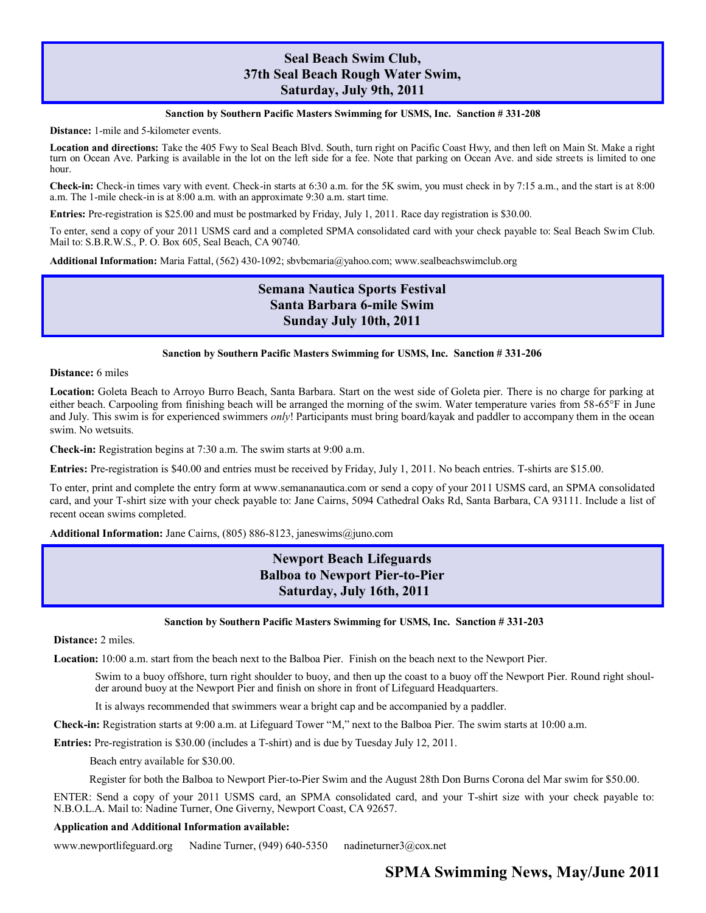## Seal Beach Swim Club, 37th Seal Beach Rough Water Swim, Saturday, July 9th, 2011

**Sanction by Southern Pacific Masters Swimming for USMS, Inc. Sanction # 331-208**

**Distance:** 1-mile and 5-kilometer events.

**Location and directions:** Take the 405 Fwy to Seal Beach Blvd. South, turn right on Pacific Coast Hwy, and then left on Main St. Make a right turn on Ocean Ave. Parking is available in the lot on the left side for a fee. Note that parking on Ocean Ave. and side streets is limited to one hour.

**Check-in:** Check-in times vary with event. Check-in starts at 6:30 a.m. for the 5K swim, you must check in by 7:15 a.m., and the start is at 8:00 a.m. The 1-mile check-in is at 8:00 a.m. with an approximate 9:30 a.m. start time.

**Entries:** Pre-registration is $25.00 and must be postmarked by Friday, July 1, 2011. Race day registration is $30.00.

To enter, send a copy of your 2011 USMS card and a completed SPMA consolidated card with your check payable to: Seal Beach Swim Club. Mail to: S.B.R.W.S., P. O. Box 605, Seal Beach, CA 90740.

**Additional Information:** Maria Fattal, (562) 430-1092; sbvbcmaria@yahoo.com; www.sealbeachswimclub.org

## Semana Nautica Sports Festival Santa Barbara 6-mile Swim Sunday July 10th, 2011

**Sanction by Southern Pacific Masters Swimming for USMS, Inc. Sanction # 331-206**

**Distance:** 6 miles

**Location:** Goleta Beach to Arroyo Burro Beach, Santa Barbara. Start on the west side of Goleta pier. There is no charge for parking at either beach. Carpooling from finishing beach will be arranged the morning of the swim. Water temperature varies from 58-65°F in June and July. This swim is for experienced swimmers *only*! Participants must bring board/kayak and paddler to accompany them in the ocean swim. No wetsuits.

**Check-in:** Registration begins at 7:30 a.m. The swim starts at 9:00 a.m.

**Entries:** Pre-registration is $40.00 and entries must be received by Friday, July 1, 2011. No beach entries. T-shirts are $15.00.

To enter, print and complete the entry form at www.semananautica.com or send a copy of your 2011 USMS card, an SPMA consolidated card, and your T-shirt size with your check payable to: Jane Cairns, 5094 Cathedral Oaks Rd, Santa Barbara, CA 93111. Include a list of recent ocean swims completed.

**Additional Information:** Jane Cairns, (805) 886-8123, janeswims@juno.com

## Newport Beach Lifeguards Balboa to Newport Pier-to-Pier Saturday, July 16th, 2011

**Sanction by Southern Pacific Masters Swimming for USMS, Inc. Sanction # 331-203**

**Distance:** 2 miles.

**Location:** 10:00 a.m. start from the beach next to the Balboa Pier. Finish on the beach next to the Newport Pier.

Swim to a buoy offshore, turn right shoulder to buoy, and then up the coast to a buoy off the Newport Pier. Round right shoulder around buoy at the Newport Pier and finish on shore in front of Lifeguard Headquarters.

It is always recommended that swimmers wear a bright cap and be accompanied by a paddler.

**Check-in:** Registration starts at 9:00 a.m. at Lifeguard Tower "M," next to the Balboa Pier. The swim starts at 10:00 a.m.

**Entries:** Pre-registration is $30.00 (includes a T-shirt) and is due by Tuesday July 12, 2011.

Beach entry available for $30.00.

Register for both the Balboa to Newport Pier-to-Pier Swim and the August 28th Don Burns Corona del Mar swim for $50.00.

ENTER: Send a copy of your 2011 USMS card, an SPMA consolidated card, and your T-shirt size with your check payable to: N.B.O.L.A. Mail to: Nadine Turner, One Giverny, Newport Coast, CA 92657.

**Application and Additional Information available:**

www.newportlifeguard.org Nadine Turner, (949) 640-5350 nadineturner3@cox.net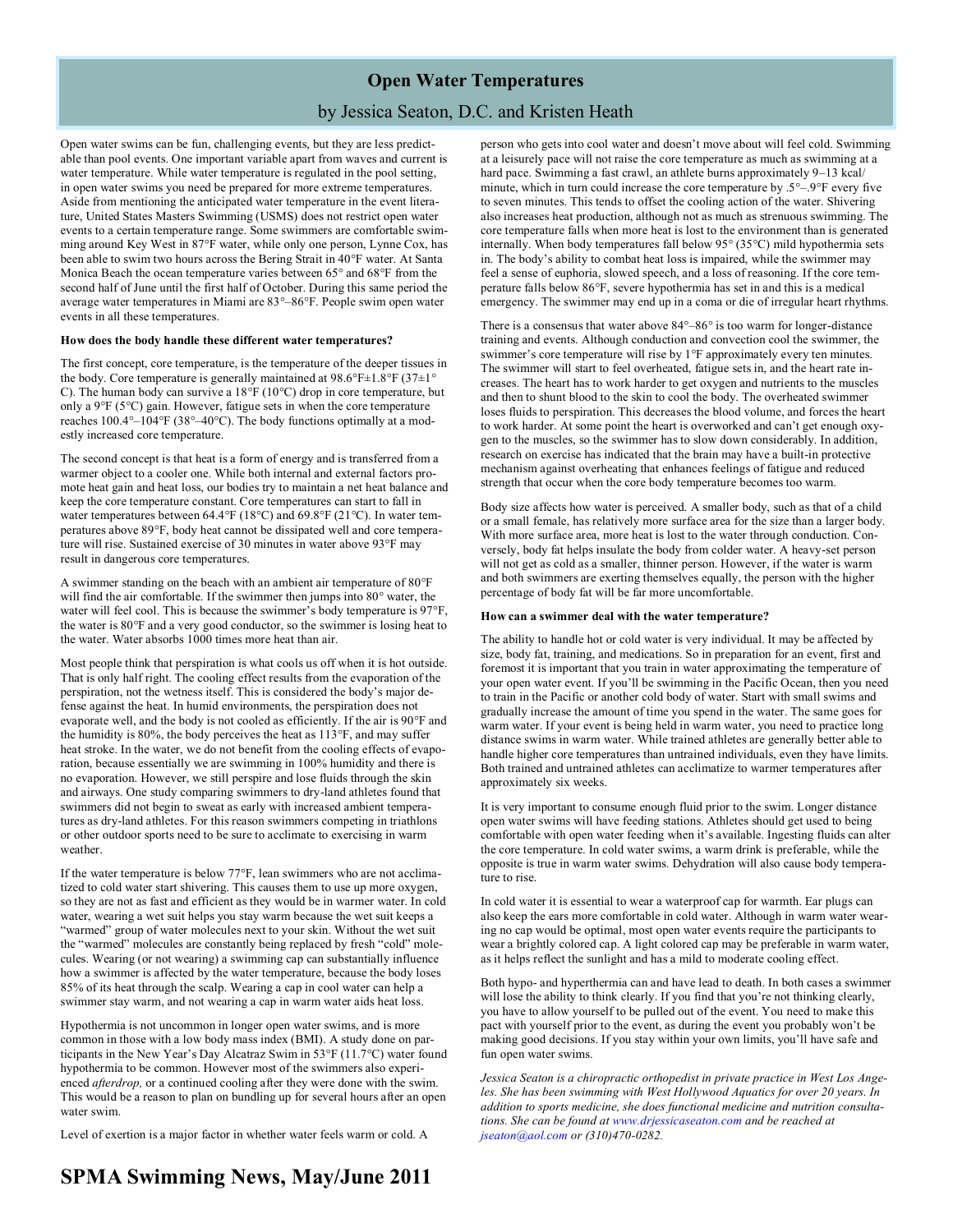# Open Water Temperatures

## by Jessica Seaton, D.C. and Kristen Heath

Open water swims can be fun, challenging events, but they are less predictable than pool events. One important variable apart from waves and current is water temperature. While water temperature is regulated in the pool setting, in open water swims you need be prepared for more extreme temperatures. Aside from mentioning the anticipated water temperature in the event literature, United States Masters Swimming (USMS) does not restrict open water events to a certain temperature range. Some swimmers are comfortable swimming around Key West in 87°F water, while only one person, Lynne Cox, has been able to swim two hours across the Bering Strait in 40°F water. At Santa Monica Beach the ocean temperature varies between 65° and 68°F from the second half of June until the first half of October. During this same period the average water temperatures in Miami are 83°–86°F. People swim open water events in all these temperatures.

**How does the body handle these different water temperatures?**

The first concept, core temperature, is the temperature of the deeper tissues in the body. Core temperature is generally maintained at 98.6°F±1.8°F (37±1° C). The human body can survive a 18°F (10°C) drop in core temperature, but only a 9°F (5°C) gain. However, fatigue sets in when the core temperature reaches 100.4°–104°F (38°–40°C). The body functions optimally at a modestly increased core temperature.

The second concept is that heat is a form of energy and is transferred from a warmer object to a cooler one. While both internal and external factors promote heat gain and heat loss, our bodies try to maintain a net heat balance and keep the core temperature constant. Core temperatures can start to fall in water temperatures between 64.4°F (18°C) and 69.8°F (21°C). In water temperatures above 89°F, body heat cannot be dissipated well and core temperature will rise. Sustained exercise of 30 minutes in water above 93°F may result in dangerous core temperatures.

A swimmer standing on the beach with an ambient air temperature of 80°F will find the air comfortable. If the swimmer then jumps into 80° water, the water will feel cool. This is because the swimmer's body temperature is 97°F, the water is 80°F and a very good conductor, so the swimmer is losing heat to the water. Water absorbs 1000 times more heat than air.

Most people think that perspiration is what cools us off when it is hot outside. That is only half right. The cooling effect results from the evaporation of the perspiration, not the wetness itself. This is considered the body's major defense against the heat. In humid environments, the perspiration does not evaporate well, and the body is not cooled as efficiently. If the air is 90°F and the humidity is 80%, the body perceives the heat as 113°F, and may suffer heat stroke. In the water, we do not benefit from the cooling effects of evaporation, because essentially we are swimming in 100% humidity and there is no evaporation. However, we still perspire and lose fluids through the skin and airways. One study comparing swimmers to dry-land athletes found that swimmers did not begin to sweat as early with increased ambient temperatures as dry-land athletes. For this reason swimmers competing in triathlons or other outdoor sports need to be sure to acclimate to exercising in warm weather.

If the water temperature is below 77°F, lean swimmers who are not acclimatized to cold water start shivering. This causes them to use up more oxygen, so they are not as fast and efficient as they would be in warmer water. In cold water, wearing a wet suit helps you stay warm because the wet suit keeps a "warmed" group of water molecules next to your skin. Without the wet suit the "warmed" molecules are constantly being replaced by fresh "cold" molecules. Wearing (or not wearing) a swimming cap can substantially influence how a swimmer is affected by the water temperature, because the body loses 85% of its heat through the scalp. Wearing a cap in cool water can help a swimmer stay warm, and not wearing a cap in warm water aids heat loss.

Hypothermia is not uncommon in longer open water swims, and is more common in those with a low body mass index (BMI). A study done on participants in the New Year's Day Alcatraz Swim in 53°F (11.7°C) water found hypothermia to be common. However most of the swimmers also experienced *afterdrop,* or a continued cooling after they were done with the swim. This would be a reason to plan on bundling up for several hours after an open water swim.

Level of exertion is a major factor in whether water feels warm or cold. A person who gets into cool water and doesn't move about will feel cold. Swimming at a leisurely pace will not raise the core temperature as much as swimming at a hard pace. Swimming a fast crawl, an athlete burns approximately 9–13 kcal/minute, which in turn could increase the core temperature by .5°–.9°F every five to seven minutes. This tends to offset the cooling action of the water. Shivering also increases heat production, although not as much as strenuous swimming. The core temperature falls when more heat is lost to the environment than is generated internally. When body temperatures fall below 95° (35°C) mild hypothermia sets in. The body's ability to combat heat loss is impaired, while the swimmer may feel a sense of euphoria, slowed speech, and a loss of reasoning. If the core temperature falls below 86°F, severe hypothermia has set in and this is a medical emergency. The swimmer may end up in a coma or die of irregular heart rhythms.

There is a consensus that water above 84°–86° is too warm for longer-distance training and events. Although conduction and convection cool the swimmer, the swimmer's core temperature will rise by 1°F approximately every ten minutes. The swimmer will start to feel overheated, fatigue sets in, and the heart rate increases. The heart has to work harder to get oxygen and nutrients to the muscles and then to shunt blood to the skin to cool the body. The overheated swimmer loses fluids to perspiration. This decreases the blood volume, and forces the heart to work harder. At some point the heart is overworked and can't get enough oxygen to the muscles, so the swimmer has to slow down considerably. In addition, research on exercise has indicated that the brain may have a built-in protective mechanism against overheating that enhances feelings of fatigue and reduced strength that occur when the core body temperature becomes too warm.

Body size affects how water is perceived. A smaller body, such as that of a child or a small female, has relatively more surface area for the size than a larger body. With more surface area, more heat is lost to the water through conduction. Conversely, body fat helps insulate the body from colder water. A heavy-set person will not get as cold as a smaller, thinner person. However, if the water is warm and both swimmers are exerting themselves equally, the person with the higher percentage of body fat will be far more uncomfortable.

**How can a swimmer deal with the water temperature?**

The ability to handle hot or cold water is very individual. It may be affected by size, body fat, training, and medications. So in preparation for an event, first and foremost it is important that you train in water approximating the temperature of your open water event. If you'll be swimming in the Pacific Ocean, then you need to train in the Pacific or another cold body of water. Start with small swims and gradually increase the amount of time you spend in the water. The same goes for warm water. If your event is being held in warm water, you need to practice long distance swims in warm water. While trained athletes are generally better able to handle higher core temperatures than untrained individuals, even they have limits. Both trained and untrained athletes can acclimatize to warmer temperatures after approximately six weeks.

It is very important to consume enough fluid prior to the swim. Longer distance open water swims will have feeding stations. Athletes should get used to being comfortable with open water feeding when it's available. Ingesting fluids can alter the core temperature. In cold water swims, a warm drink is preferable, while the opposite is true in warm water swims. Dehydration will also cause body temperature to rise.

In cold water it is essential to wear a waterproof cap for warmth. Ear plugs can also keep the ears more comfortable in cold water. Although in warm water wearing no cap would be optimal, most open water events require the participants to wear a brightly colored cap. A light colored cap may be preferable in warm water, as it helps reflect the sunlight and has a mild to moderate cooling effect.

Both hypo- and hyperthermia can and have lead to death. In both cases a swimmer will lose the ability to think clearly. If you find that you're not thinking clearly, you have to allow yourself to be pulled out of the event. You need to make this pact with yourself prior to the event, as during the event you probably won't be making good decisions. If you stay within your own limits, you'll have safe and fun open water swims.

*Jessica Seaton is a chiropractic orthopedist in private practice in West Los Angeles. She has been swimming with West Hollywood Aquatics for over 20 years. In addition to sports medicine, she does functional medicine and nutrition consultations. She can be found at www.drjessicaseaton.com and be reached at jseaton@aol.com or (310)470-0282.*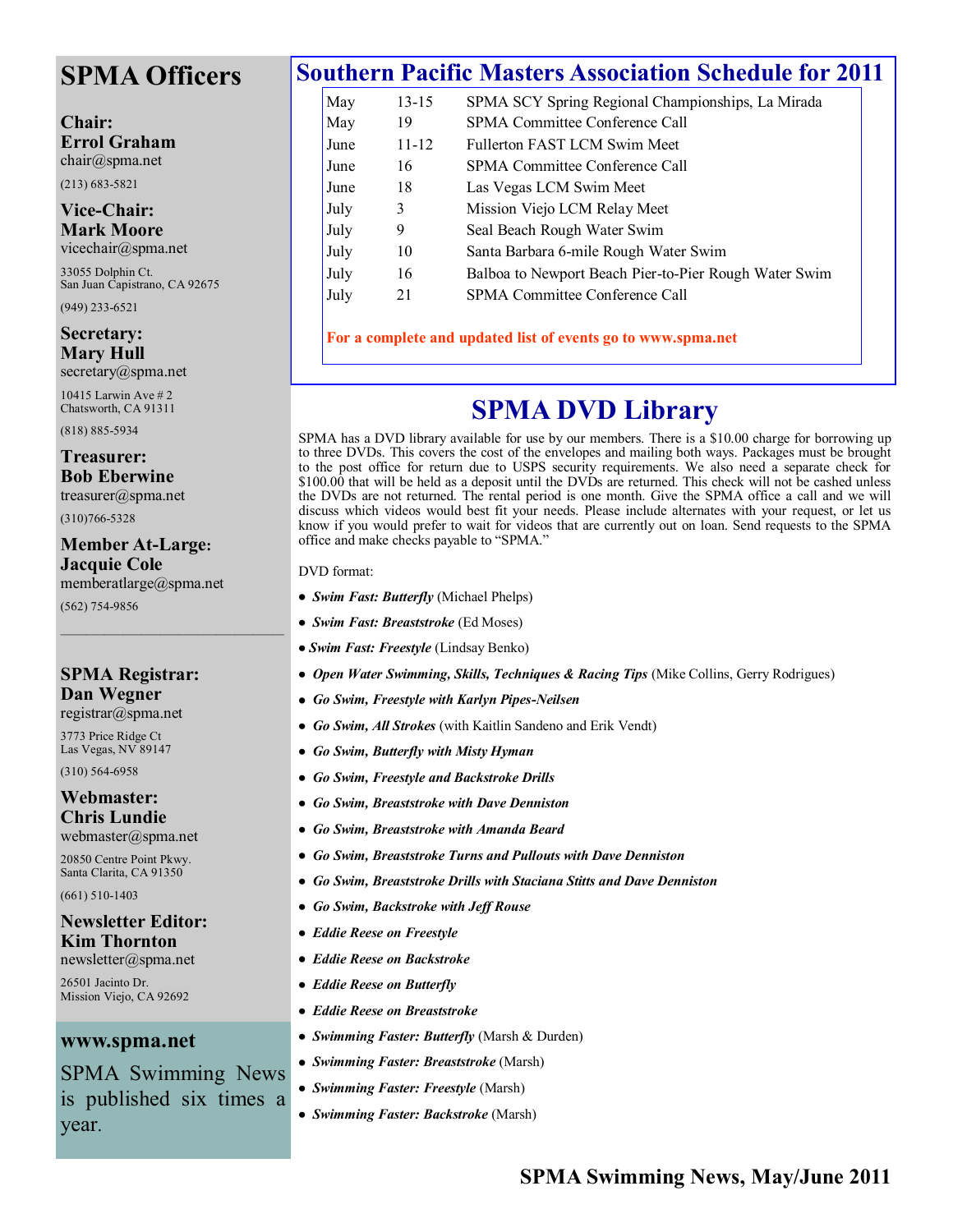# SPMA Officers

**Chair:**
**Errol Graham**
chair@spma.net
(213) 683-5821

**Vice-Chair:**
**Mark Moore**
vicechair@spma.net
33055 Dolphin Ct.
San Juan Capistrano, CA 92675
(949) 233-6521

**Secretary:**
**Mary Hull**
secretary@spma.net
10415 Larwin Ave # 2
Chatsworth, CA 91311
(818) 885-5934

**Treasurer:**
**Bob Eberwine**
treasurer@spma.net
(310)766-5328

**Member At-Large:**
**Jacquie Cole**
memberatlarge@spma.net
(562) 754-9856

---

**SPMA Registrar:**
**Dan Wegner**
registrar@spma.net
3773 Price Ridge Ct
Las Vegas, NV 89147
(310) 564-6958

**Webmaster:**
**Chris Lundie**
webmaster@spma.net
20850 Centre Point Pkwy.
Santa Clarita, CA 91350
(661) 510-1403

**Newsletter Editor:**
**Kim Thornton**
newsletter@spma.net
26501 Jacinto Dr.
Mission Viejo, CA 92692

**www.spma.net**

SPMA Swimming News is published six times a year.

## Southern Pacific Masters Association Schedule for 2011

| | | |
|---|---|---|
| May | 13-15 | SPMA SCY Spring Regional Championships, La Mirada |
| May | 19 | SPMA Committee Conference Call |
| June | 11-12 | Fullerton FAST LCM Swim Meet |
| June | 16 | SPMA Committee Conference Call |
| June | 18 | Las Vegas LCM Swim Meet |
| July | 3 | Mission Viejo LCM Relay Meet |
| July | 9 | Seal Beach Rough Water Swim |
| July | 10 | Santa Barbara 6-mile Rough Water Swim |
| July | 16 | Balboa to Newport Beach Pier-to-Pier Rough Water Swim |
| July | 21 | SPMA Committee Conference Call |

**For a complete and updated list of events go to www.spma.net**

## SPMA DVD Library

SPMA has a DVD library available for use by our members. There is a $10.00 charge for borrowing up to three DVDs. This covers the cost of the envelopes and mailing both ways. Packages must be brought to the post office for return due to USPS security requirements. We also need a separate check for $100.00 that will be held as a deposit until the DVDs are returned. This check will not be cashed unless the DVDs are not returned. The rental period is one month. Give the SPMA office a call and we will discuss which videos would best fit your needs. Please include alternates with your request, or let us know if you would prefer to wait for videos that are currently out on loan. Send requests to the SPMA office and make checks payable to "SPMA."

DVD format:

- ***Swim Fast: Butterfly*** (Michael Phelps)
- ***Swim Fast: Breaststroke*** (Ed Moses)
- ***Swim Fast: Freestyle*** (Lindsay Benko)
- ***Open Water Swimming, Skills, Techniques & Racing Tips*** (Mike Collins, Gerry Rodrigues)
- ***Go Swim, Freestyle with Karlyn Pipes-Neilsen***
- ***Go Swim, All Strokes*** (with Kaitlin Sandeno and Erik Vendt)
- ***Go Swim, Butterfly with Misty Hyman***
- ***Go Swim, Freestyle and Backstroke Drills***
- ***Go Swim, Breaststroke with Dave Denniston***
- ***Go Swim, Breaststroke with Amanda Beard***
- ***Go Swim, Breaststroke Turns and Pullouts with Dave Denniston***
- ***Go Swim, Breaststroke Drills with Staciana Stitts and Dave Denniston***
- ***Go Swim, Backstroke with Jeff Rouse***
- ***Eddie Reese on Freestyle***
- ***Eddie Reese on Backstroke***
- ***Eddie Reese on Butterfly***
- ***Eddie Reese on Breaststroke***
- ***Swimming Faster: Butterfly*** (Marsh & Durden)
- ***Swimming Faster: Breaststroke*** (Marsh)
- ***Swimming Faster: Freestyle*** (Marsh)
- ***Swimming Faster: Backstroke*** (Marsh)